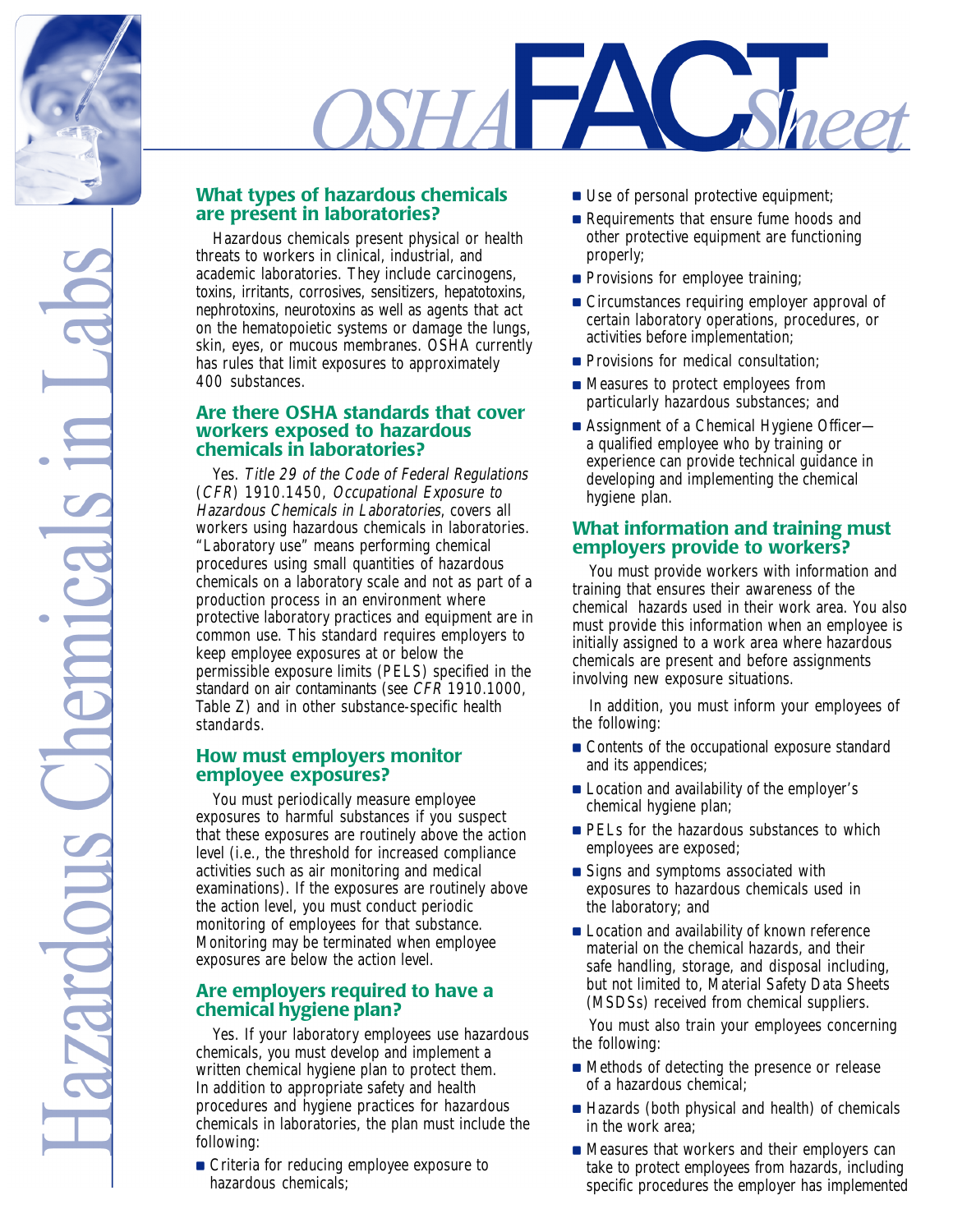# OSHA FACT Sheet

# Hazardous Chemicals in Labs

## What types of hazardous chemicals are present in laboratories?

Hazardous chemicals present physical or health threats to workers in clinical, industrial, and academic laboratories. They include carcinogens, toxins, irritants, corrosives, sensitizers, hepatotoxins, nephrotoxins, neurotoxins as well as agents that act on the hematopoietic systems or damage the lungs, skin, eyes, or mucous membranes. OSHA currently has rules that limit exposures to approximately 400 substances.

## Are there OSHA standards that cover workers exposed to hazardous chemicals in laboratories?

Yes. *Title 29 of the Code of Federal Regulations* (*CFR*) 1910.1450, *Occupational Exposure to Hazardous Chemicals in Laboratories*, covers all workers using hazardous chemicals in laboratories. "Laboratory use" means performing chemical procedures using small quantities of hazardous chemicals on a laboratory scale and not as part of a production process in an environment where protective laboratory practices and equipment are in common use. This standard requires employers to keep employee exposures at or below the permissible exposure limits (PELS) specified in the standard on air contaminants (see *CFR* 1910.1000, Table Z) and in other substance-specific health standards.

## How must employers monitor employee exposures?

You must periodically measure employee exposures to harmful substances if you suspect that these exposures are routinely above the action level (i.e., the threshold for increased compliance activities such as air monitoring and medical examinations). If the exposures are routinely above the action level, you must conduct periodic monitoring of employees for that substance. Monitoring may be terminated when employee exposures are below the action level.

## Are employers required to have a chemical hygiene plan?

Yes. If your laboratory employees use hazardous chemicals, you must develop and implement a written chemical hygiene plan to protect them. In addition to appropriate safety and health procedures and hygiene practices for hazardous chemicals in laboratories, the plan must include the following:

- Criteria for reducing employee exposure to hazardous chemicals;
- Use of personal protective equipment;
- Requirements that ensure fume hoods and other protective equipment are functioning properly;
- Provisions for employee training;
- Circumstances requiring employer approval of certain laboratory operations, procedures, or activities before implementation;
- Provisions for medical consultation;
- Measures to protect employees from particularly hazardous substances; and
- Assignment of a Chemical Hygiene Officer—a qualified employee who by training or experience can provide technical guidance in developing and implementing the chemical hygiene plan.

## What information and training must employers provide to workers?

You must provide workers with information and training that ensures their awareness of the chemical hazards used in their work area. You also must provide this information when an employee is initially assigned to a work area where hazardous chemicals are present and before assignments involving new exposure situations.

In addition, you must inform your employees of the following:

- Contents of the occupational exposure standard and its appendices;
- Location and availability of the employer's chemical hygiene plan;
- PELs for the hazardous substances to which employees are exposed;
- Signs and symptoms associated with exposures to hazardous chemicals used in the laboratory; and
- Location and availability of known reference material on the chemical hazards, and their safe handling, storage, and disposal including, but not limited to, Material Safety Data Sheets (MSDSs) received from chemical suppliers.

You must also train your employees concerning the following:

- Methods of detecting the presence or release of a hazardous chemical;
- Hazards (both physical and health) of chemicals in the work area;
- Measures that workers and their employers can take to protect employees from hazards, including specific procedures the employer has implemented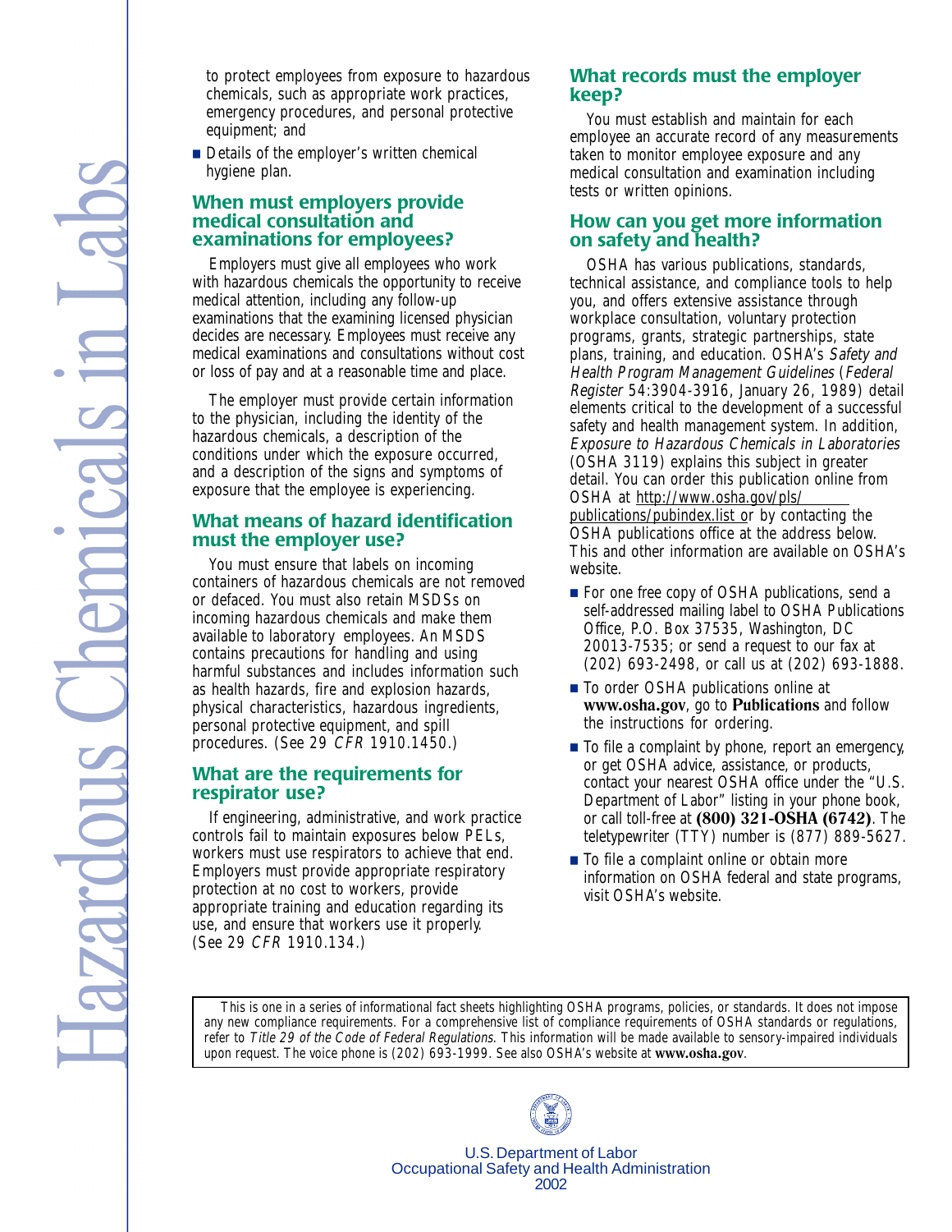to protect employees from exposure to hazardous chemicals, such as appropriate work practices, emergency procedures, and personal protective equipment; and

- Details of the employer's written chemical hygiene plan.

## When must employers provide medical consultation and examinations for employees?

Employers must give all employees who work with hazardous chemicals the opportunity to receive medical attention, including any follow-up examinations that the examining licensed physician decides are necessary. Employees must receive any medical examinations and consultations without cost or loss of pay and at a reasonable time and place.

The employer must provide certain information to the physician, including the identity of the hazardous chemicals, a description of the conditions under which the exposure occurred, and a description of the signs and symptoms of exposure that the employee is experiencing.

## What means of hazard identification must the employer use?

You must ensure that labels on incoming containers of hazardous chemicals are not removed or defaced. You must also retain MSDSs on incoming hazardous chemicals and make them available to laboratory employees. An MSDS contains precautions for handling and using harmful substances and includes information such as health hazards, fire and explosion hazards, physical characteristics, hazardous ingredients, personal protective equipment, and spill procedures. (See 29 *CFR* 1910.1450.)

## What are the requirements for respirator use?

If engineering, administrative, and work practice controls fail to maintain exposures below PELs, workers must use respirators to achieve that end. Employers must provide appropriate respiratory protection at no cost to workers, provide appropriate training and education regarding its use, and ensure that workers use it properly. (See 29 *CFR* 1910.134.)

## What records must the employer keep?

You must establish and maintain for each employee an accurate record of any measurements taken to monitor employee exposure and any medical consultation and examination including tests or written opinions.

## How can you get more information on safety and health?

OSHA has various publications, standards, technical assistance, and compliance tools to help you, and offers extensive assistance through workplace consultation, voluntary protection programs, grants, strategic partnerships, state plans, training, and education. OSHA's *Safety and Health Program Management Guidelines* (*Federal Register* 54:3904-3916, January 26, 1989) detail elements critical to the development of a successful safety and health management system. In addition, *Exposure to Hazardous Chemicals in Laboratories* (OSHA 3119) explains this subject in greater detail. You can order this publication online from OSHA at http://www.osha.gov/pls/publications/pubindex.list or by contacting the OSHA publications office at the address below. This and other information are available on OSHA's website.

- For one free copy of OSHA publications, send a self-addressed mailing label to OSHA Publications Office, P.O. Box 37535, Washington, DC 20013-7535; or send a request to our fax at (202) 693-2498, or call us at (202) 693-1888.
- To order OSHA publications online at **www.osha.gov**, go to **Publications** and follow the instructions for ordering.
- To file a complaint by phone, report an emergency, or get OSHA advice, assistance, or products, contact your nearest OSHA office under the "U.S. Department of Labor" listing in your phone book, or call toll-free at **(800) 321-OSHA (6742)**. The teletypewriter (TTY) number is (877) 889-5627.
- To file a complaint online or obtain more information on OSHA federal and state programs, visit OSHA's website.

This is one in a series of informational fact sheets highlighting OSHA programs, policies, or standards. It does not impose any new compliance requirements. For a comprehensive list of compliance requirements of OSHA standards or regulations, refer to *Title 29 of the Code of Federal Regulations.* This information will be made available to sensory-impaired individuals upon request. The voice phone is (202) 693-1999. See also OSHA's website at **www.osha.gov**.

U.S. Department of Labor
Occupational Safety and Health Administration
2002